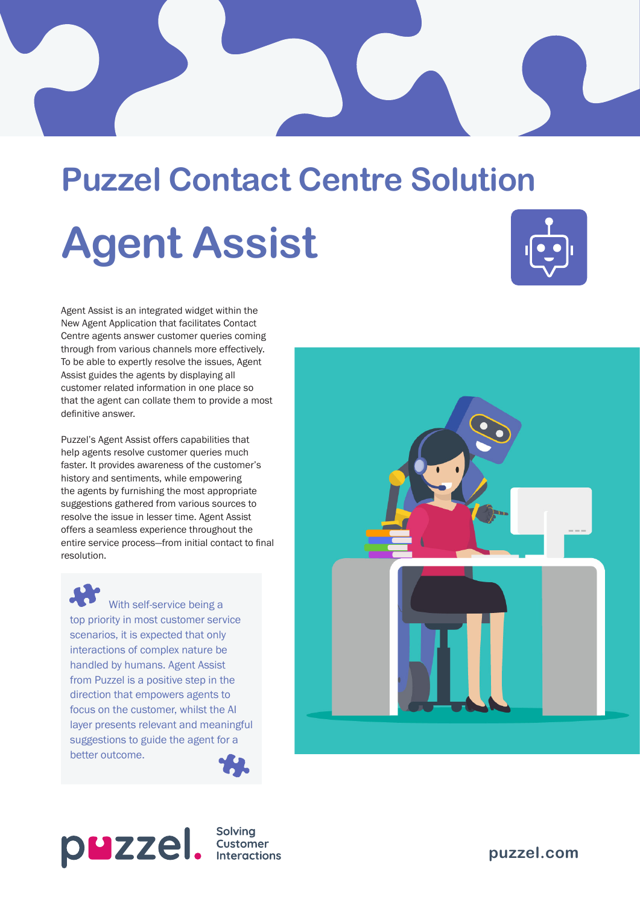# Puzzel Contact Centre Solution

## Agent Assist

Agent Assist is an integrated widget within the New Agent Application that facilitates Contact Centre agents answer customer queries coming through from various channels more effectively. To be able to expertly resolve the issues, Agent Assist guides the agents by displaying all customer related information in one place so that the agent can collate them to provide a most definitive answer.

Puzzel's Agent Assist offers capabilities that help agents resolve customer queries much faster. It provides awareness of the customer's history and sentiments, while empowering the agents by furnishing the most appropriate suggestions gathered from various sources to resolve the issue in lesser time. Agent Assist offers a seamless experience throughout the entire service process—from initial contact to final resolution.

> With self-service being a top priority in most customer service scenarios, it is expected that only interactions of complex nature be handled by humans. Agent Assist from Puzzel is a positive step in the direction that empowers agents to focus on the customer, whilst the AI layer presents relevant and meaningful suggestions to guide the agent for a better outcome.

puzzel. Solving Customer Interactions

puzzel.com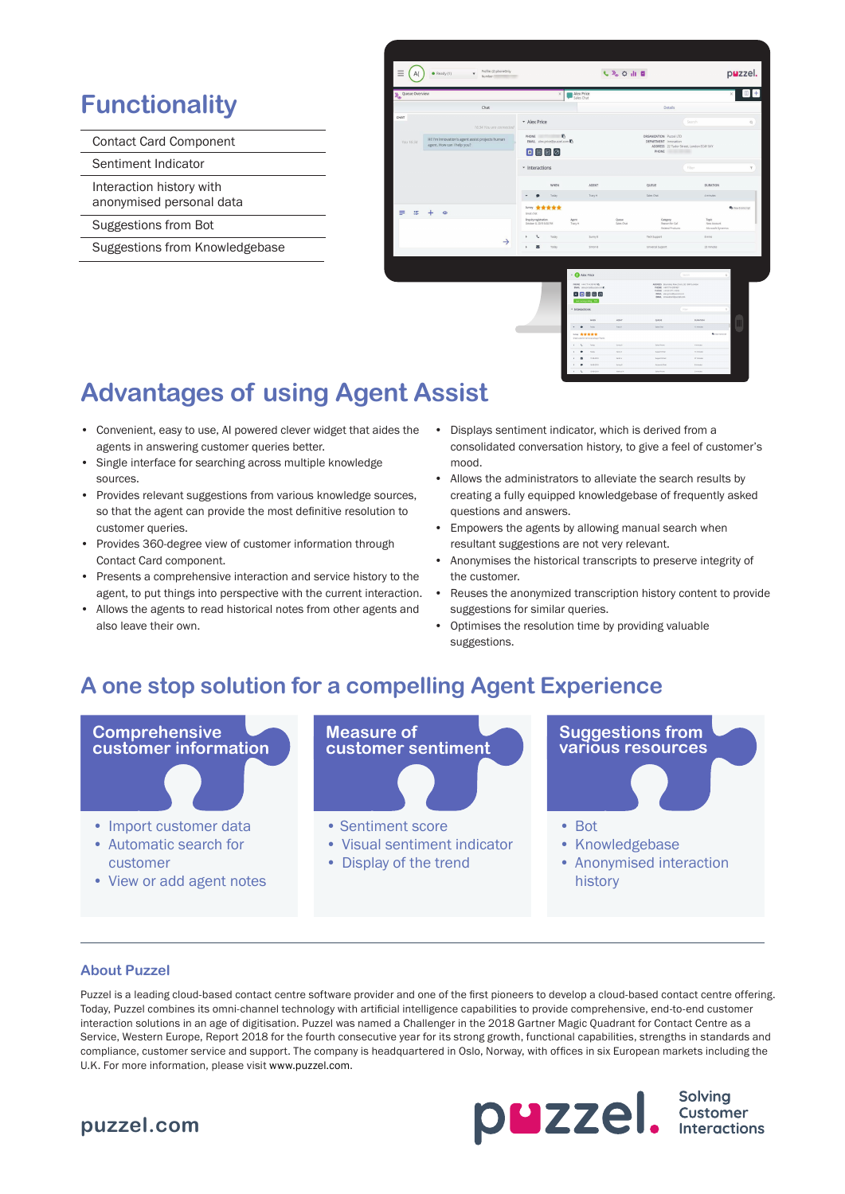# Functionality

| |
|---|
| Contact Card Component |
| Sentiment Indicator |
| Interaction history with anonymised personal data |
| Suggestions from Bot |
| Suggestions from Knowledgebase |

# Advantages of using Agent Assist

- Convenient, easy to use, AI powered clever widget that aides the agents in answering customer queries better.
- Single interface for searching across multiple knowledge sources.
- Provides relevant suggestions from various knowledge sources, so that the agent can provide the most definitive resolution to customer queries.
- Provides 360-degree view of customer information through Contact Card component.
- Presents a comprehensive interaction and service history to the agent, to put things into perspective with the current interaction.
- Allows the agents to read historical notes from other agents and also leave their own.
- Displays sentiment indicator, which is derived from a consolidated conversation history, to give a feel of customer's mood.
- Allows the administrators to alleviate the search results by creating a fully equipped knowledgebase of frequently asked questions and answers.
- Empowers the agents by allowing manual search when resultant suggestions are not very relevant.
- Anonymises the historical transcripts to preserve integrity of the customer.
- Reuses the anonymized transcription history content to provide suggestions for similar queries.
- Optimises the resolution time by providing valuable suggestions.

# A one stop solution for a compelling Agent Experience

## Comprehensive customer information

- Import customer data
- Automatic search for customer
- View or add agent notes

## Measure of customer sentiment

- Sentiment score
- Visual sentiment indicator
- Display of the trend

## Suggestions from various resources

- Bot
- Knowledgebase
- Anonymised interaction history

### About Puzzel

Puzzel is a leading cloud-based contact centre software provider and one of the first pioneers to develop a cloud-based contact centre offering. Today, Puzzel combines its omni-channel technology with artificial intelligence capabilities to provide comprehensive, end-to-end customer interaction solutions in an age of digitisation. Puzzel was named a Challenger in the 2018 Gartner Magic Quadrant for Contact Centre as a Service, Western Europe, Report 2018 for the fourth consecutive year for its strong growth, functional capabilities, strengths in standards and compliance, customer service and support. The company is headquartered in Oslo, Norway, with offices in six European markets including the U.K. For more information, please visit www.puzzel.com.

puzzel.com

puzzel. Solving Customer Interactions